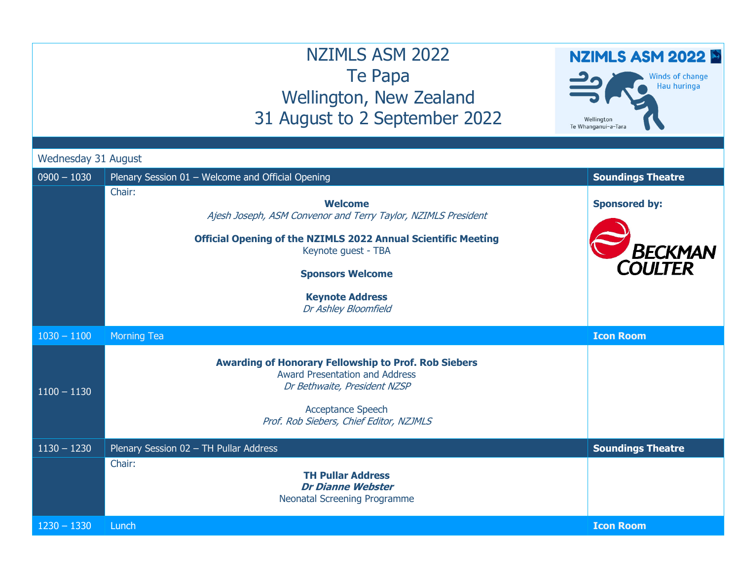# NZIMLS ASM 2022
## Te Papa
## Wellington, New Zealand
## 31 August to 2 September 2022

NZIMLS ASM 2022 — Winds of change / Hau huringa — Wellington Te Whanganui-a-Tara

### Wednesday 31 August

| Time | Session | Location |
|---|---|---|
| 0900 – 1030 | Plenary Session 01 – Welcome and Official Opening | **Soundings Theatre** |
| | Chair:<br><br>**Welcome**<br>*Ajesh Joseph, ASM Convenor and Terry Taylor, NZIMLS President*<br><br>**Official Opening of the NZIMLS 2022 Annual Scientific Meeting**<br>Keynote guest - TBA<br><br>**Sponsors Welcome**<br><br>**Keynote Address**<br>*Dr Ashley Bloomfield* | **Sponsored by:**<br>BECKMAN COULTER |
| 1030 – 1100 | Morning Tea | **Icon Room** |
| 1100 – 1130 | **Awarding of Honorary Fellowship to Prof. Rob Siebers**<br>Award Presentation and Address<br>*Dr Bethwaite, President NZSP*<br><br>Acceptance Speech<br>*Prof. Rob Siebers, Chief Editor, NZJMLS* | |
| 1130 – 1230 | Plenary Session 02 – TH Pullar Address | **Soundings Theatre** |
| | Chair:<br><br>**TH Pullar Address**<br>***Dr Dianne Webster***<br>Neonatal Screening Programme | |
| 1230 – 1330 | Lunch | **Icon Room** |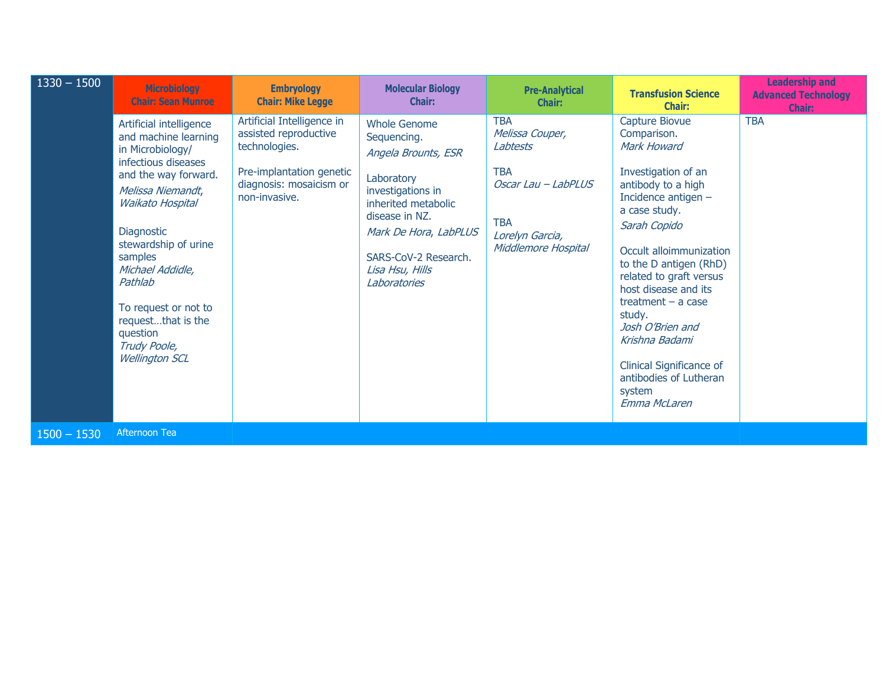| 1330 – 1500 | **Microbiology Chair: Sean Munroe** | **Embryology Chair: Mike Legge** | **Molecular Biology Chair:** | **Pre-Analytical Chair:** | **Transfusion Science Chair:** | **Leadership and Advanced Technology Chair:** |
|---|---|---|---|---|---|---|
| | Artificial intelligence and machine learning in Microbiology/ infectious diseases and the way forward. *Melissa Niemandt, Waikato Hospital*<br><br>Diagnostic stewardship of urine samples *Michael Addidle, Pathlab*<br><br>To request or not to request…that is the question *Trudy Poole, Wellington SCL* | Artificial Intelligence in assisted reproductive technologies.<br><br>Pre-implantation genetic diagnosis: mosaicism or non-invasive. | Whole Genome Sequencing. *Angela Brounts, ESR*<br><br>Laboratory investigations in inherited metabolic disease in NZ. *Mark De Hora, LabPLUS*<br><br>SARS-CoV-2 Research. *Lisa Hsu, Hills Laboratories* | TBA *Melissa Couper, Labtests*<br><br>TBA *Oscar Lau – LabPLUS*<br><br>TBA *Lorelyn Garcia, Middlemore Hospital* | Capture Biovue Comparison. *Mark Howard*<br><br>Investigation of an antibody to a high Incidence antigen – a case study. *Sarah Copido*<br><br>Occult alloimmunization to the D antigen (RhD) related to graft versus host disease and its treatment – a case study. *Josh O'Brien and Krishna Badami*<br><br>Clinical Significance of antibodies of Lutheran system *Emma McLaren* | TBA |
| 1500 – 1530 | Afternoon Tea | | | | | |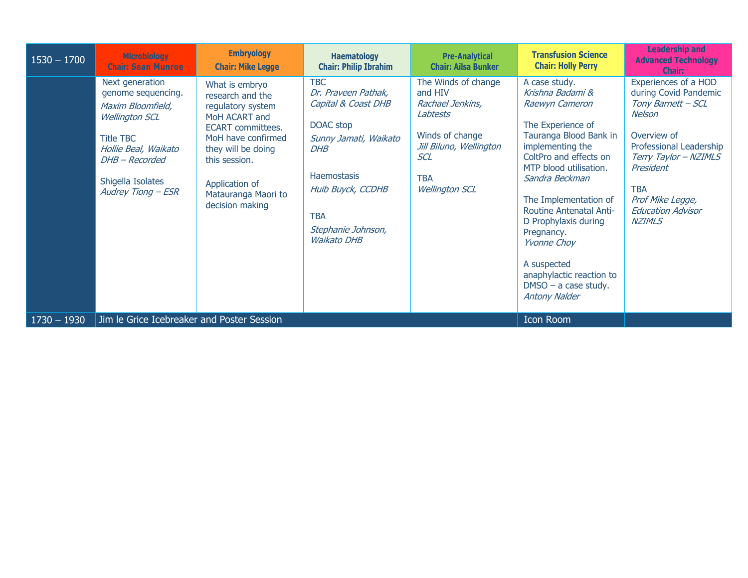| 1530 – 1700 | Microbiology Chair: Sean Munroe | Embryology Chair: Mike Legge | Haematology Chair: Philip Ibrahim | Pre-Analytical Chair: Ailsa Bunker | Transfusion Science Chair: Holly Perry | Leadership and Advanced Technology Chair: |
|---|---|---|---|---|---|---|
| | Next generation genome sequencing. *Maxim Bloomfield, Wellington SCL*<br><br>Title TBC *Hollie Beal, Waikato DHB – Recorded*<br><br>Shigella Isolates *Audrey Tiong – ESR* | What is embryo research and the regulatory system MoH ACART and ECART committees. MoH have confirmed they will be doing this session.<br><br>Application of Matauranga Maori to decision making | TBC *Dr. Praveen Pathak, Capital & Coast DHB*<br><br>DOAC stop *Sunny Jamati, Waikato DHB*<br><br>Haemostasis *Huib Buyck, CCDHB*<br><br>TBA *Stephanie Johnson, Waikato DHB* | The Winds of change and HIV *Rachael Jenkins, Labtests*<br><br>Winds of change *Jill Biluno, Wellington SCL*<br><br>TBA *Wellington SCL* | A case study. *Krishna Badami & Raewyn Cameron*<br><br>The Experience of Tauranga Blood Bank in implementing the ColtPro and effects on MTP blood utilisation. *Sandra Beckman*<br><br>The Implementation of Routine Antenatal Anti-D Prophylaxis during Pregnancy. *Yvonne Choy*<br><br>A suspected anaphylactic reaction to DMSO – a case study. *Antony Nalder* | Experiences of a HOD during Covid Pandemic *Tony Barnett – SCL Nelson*<br><br>Overview of Professional Leadership *Terry Taylor – NZIMLS President*<br><br>TBA *Prof Mike Legge, Education Advisor NZIMLS* |
| 1730 – 1930 | Jim le Grice Icebreaker and Poster Session | | | | Icon Room | |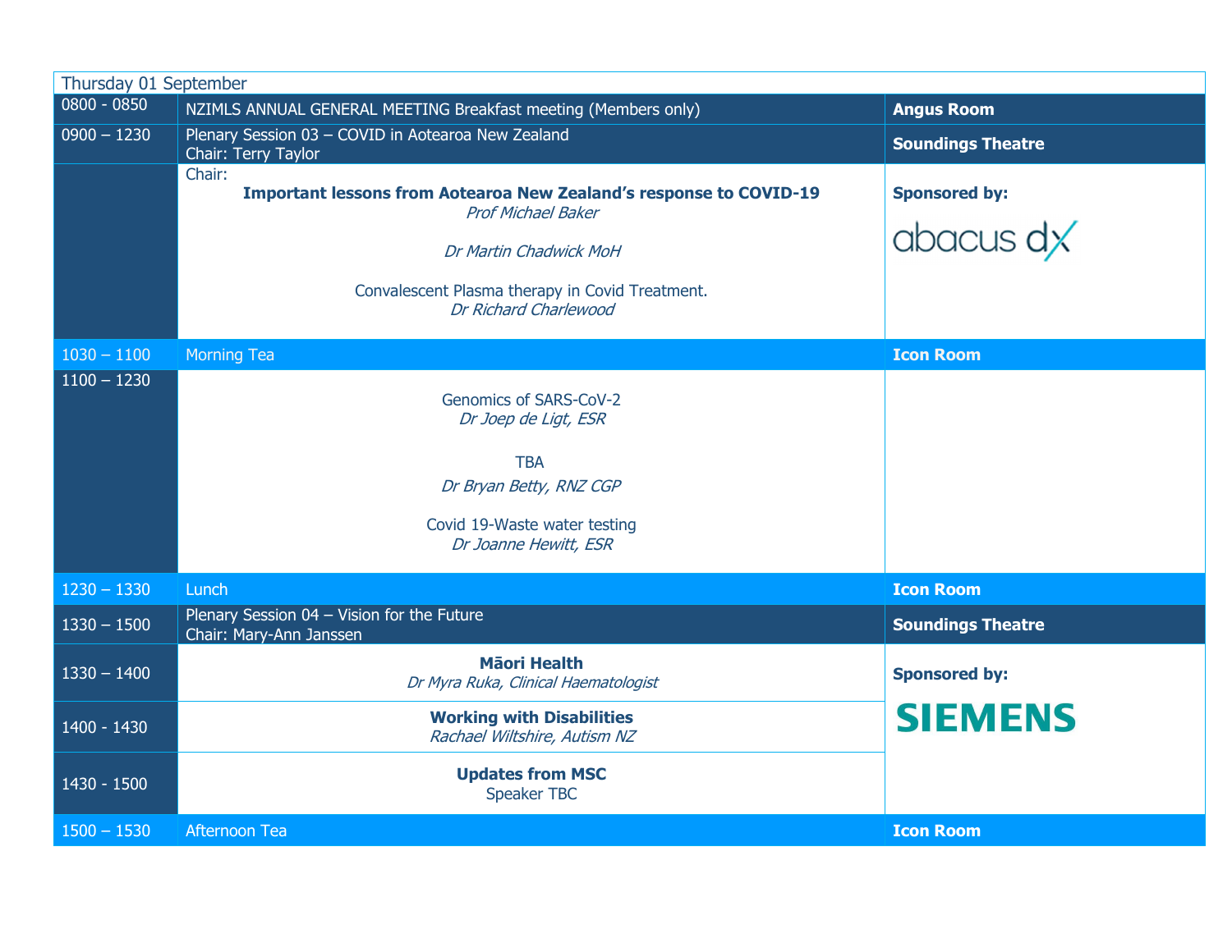| Thursday 01 September | | |
|---|---|---|
| 0800 - 0850 | NZIMLS ANNUAL GENERAL MEETING Breakfast meeting (Members only) | **Angus Room** |
| 0900 – 1230 | Plenary Session 03 – COVID in Aotearoa New Zealand<br>Chair: Terry Taylor | **Soundings Theatre** |
| | Chair:<br>**Important lessons from Aotearoa New Zealand's response to COVID-19**<br>*Prof Michael Baker*<br><br>*Dr Martin Chadwick MoH*<br><br>Convalescent Plasma therapy in Covid Treatment.<br>*Dr Richard Charlewood* | **Sponsored by:**<br>abacus dx |
| 1030 – 1100 | Morning Tea | **Icon Room** |
| 1100 – 1230 | Genomics of SARS-CoV-2<br>*Dr Joep de Ligt, ESR*<br><br>TBA<br>*Dr Bryan Betty, RNZ CGP*<br><br>Covid 19-Waste water testing<br>*Dr Joanne Hewitt, ESR* | |
| 1230 – 1330 | Lunch | **Icon Room** |
| 1330 – 1500 | Plenary Session 04 – Vision for the Future<br>Chair: Mary-Ann Janssen | **Soundings Theatre** |
| 1330 – 1400 | **Māori Health**<br>*Dr Myra Ruka, Clinical Haematologist* | **Sponsored by:**<br>SIEMENS |
| 1400 - 1430 | **Working with Disabilities**<br>*Rachael Wiltshire, Autism NZ* | |
| 1430 - 1500 | **Updates from MSC**<br>Speaker TBC | |
| 1500 – 1530 | Afternoon Tea | **Icon Room** |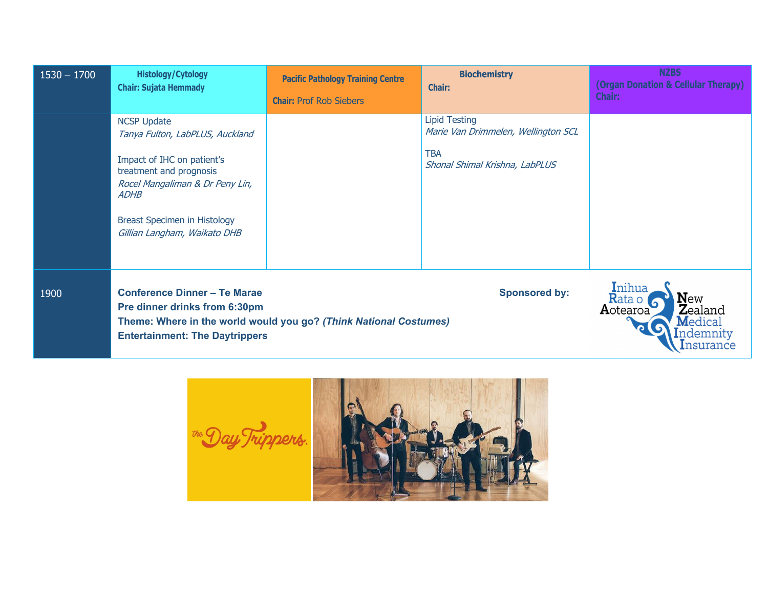| 1530 – 1700 | **Histology/Cytology** **Chair: Sujata Hemmady** | **Pacific Pathology Training Centre** **Chair:** Prof Rob Siebers | **Biochemistry** **Chair:** | **NZBS (Organ Donation & Cellular Therapy) Chair:** |
|---|---|---|---|---|
| | NCSP Update *Tanya Fulton, LabPLUS, Auckland* Impact of IHC on patient's treatment and prognosis *Rocel Mangaliman & Dr Peny Lin, ADHB* Breast Specimen in Histology *Gillian Langham, Waikato DHB* | | Lipid Testing *Marie Van Drimmelen, Wellington SCL* TBA *Shonal Shimal Krishna, LabPLUS* | |
| 1900 | **Conference Dinner – Te Marae** **Pre dinner drinks from 6:30pm** **Theme: Where in the world would you go? *(Think National Costumes)*** **Entertainment: The Daytrippers** | | **Sponsored by:** | Inihua Rata o Aotearoa New Zealand Medical Indemnity Insurance |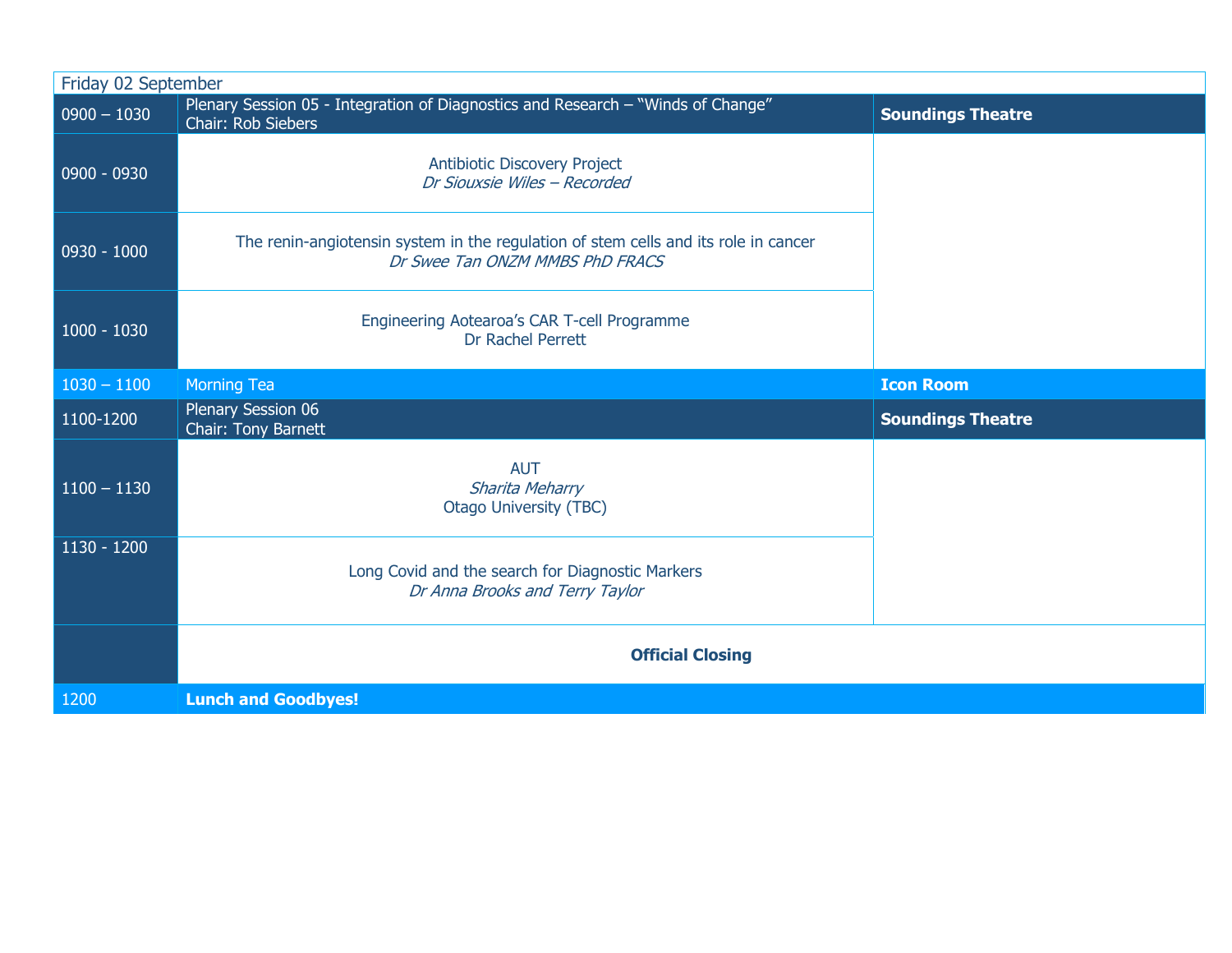| Friday 02 September | | |
|---|---|---|
| 0900 – 1030 | Plenary Session 05 - Integration of Diagnostics and Research – "Winds of Change"<br>Chair: Rob Siebers | **Soundings Theatre** |
| 0900 - 0930 | Antibiotic Discovery Project<br>*Dr Siouxsie Wiles – Recorded* | |
| 0930 - 1000 | The renin-angiotensin system in the regulation of stem cells and its role in cancer<br>*Dr Swee Tan ONZM MMBS PhD FRACS* | |
| 1000 - 1030 | Engineering Aotearoa's CAR T-cell Programme<br>Dr Rachel Perrett | |
| 1030 – 1100 | Morning Tea | **Icon Room** |
| 1100-1200 | Plenary Session 06<br>Chair: Tony Barnett | **Soundings Theatre** |
| 1100 – 1130 | AUT<br>*Sharita Meharry*<br>Otago University (TBC) | |
| 1130 - 1200 | Long Covid and the search for Diagnostic Markers<br>*Dr Anna Brooks and Terry Taylor* | |
| | **Official Closing** | |
| 1200 | **Lunch and Goodbyes!** | |